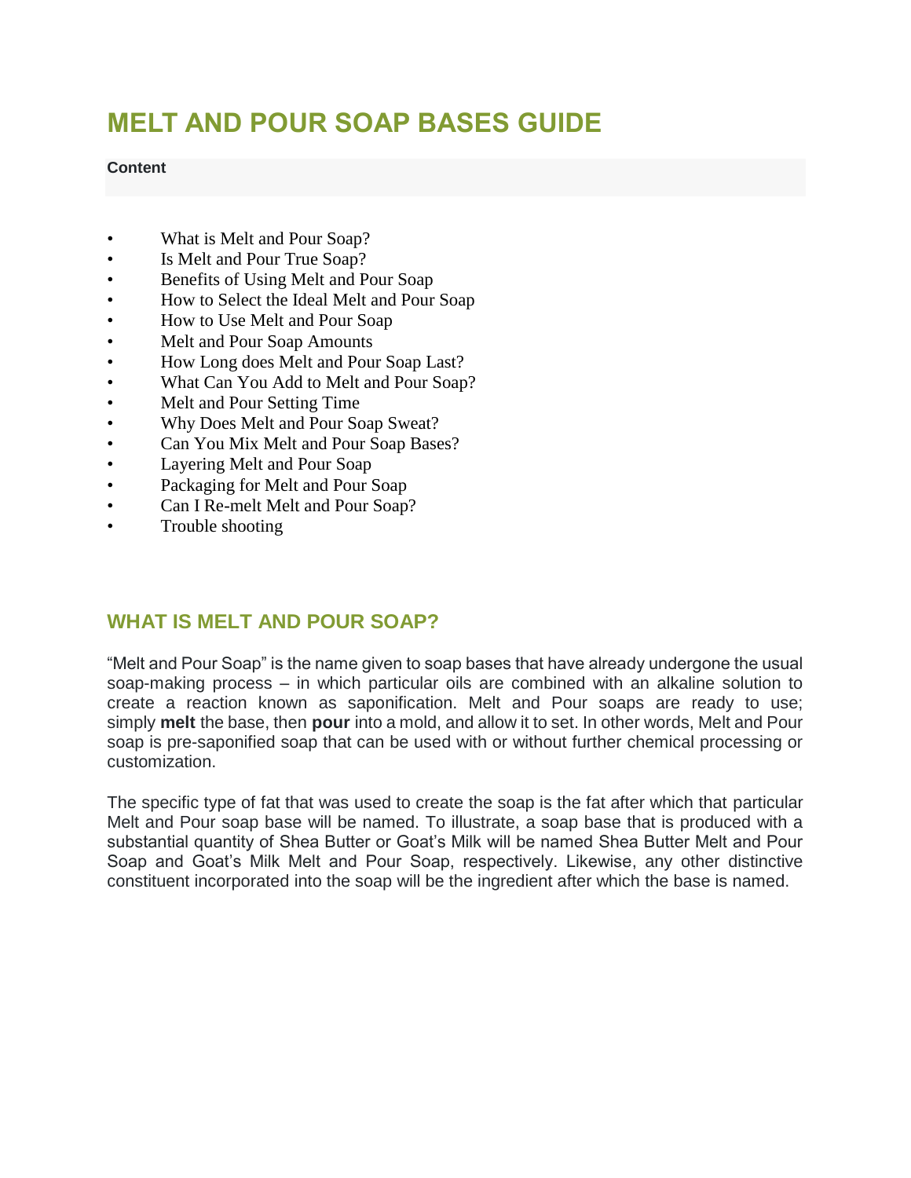# MELT AND POUR SOAP BASES GUIDE

**Content**

- What is Melt and Pour Soap?
- Is Melt and Pour True Soap?
- Benefits of Using Melt and Pour Soap
- How to Select the Ideal Melt and Pour Soap
- How to Use Melt and Pour Soap
- Melt and Pour Soap Amounts
- How Long does Melt and Pour Soap Last?
- What Can You Add to Melt and Pour Soap?
- Melt and Pour Setting Time
- Why Does Melt and Pour Soap Sweat?
- Can You Mix Melt and Pour Soap Bases?
- Layering Melt and Pour Soap
- Packaging for Melt and Pour Soap
- Can I Re-melt Melt and Pour Soap?
- Trouble shooting

## WHAT IS MELT AND POUR SOAP?

"Melt and Pour Soap" is the name given to soap bases that have already undergone the usual soap-making process – in which particular oils are combined with an alkaline solution to create a reaction known as saponification. Melt and Pour soaps are ready to use; simply **melt** the base, then **pour** into a mold, and allow it to set. In other words, Melt and Pour soap is pre-saponified soap that can be used with or without further chemical processing or customization.

The specific type of fat that was used to create the soap is the fat after which that particular Melt and Pour soap base will be named. To illustrate, a soap base that is produced with a substantial quantity of Shea Butter or Goat's Milk will be named Shea Butter Melt and Pour Soap and Goat's Milk Melt and Pour Soap, respectively. Likewise, any other distinctive constituent incorporated into the soap will be the ingredient after which the base is named.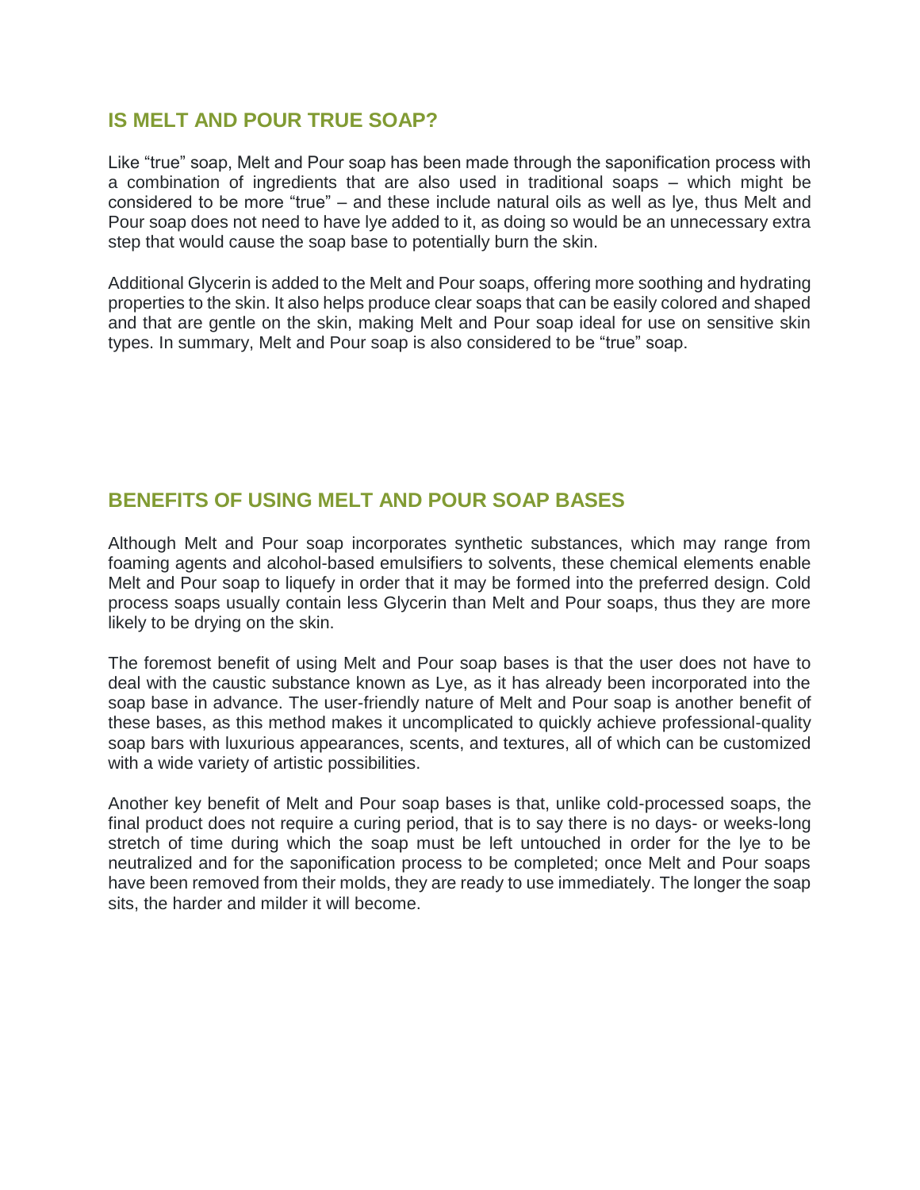## IS MELT AND POUR TRUE SOAP?

Like “true” soap, Melt and Pour soap has been made through the saponification process with a combination of ingredients that are also used in traditional soaps – which might be considered to be more “true” – and these include natural oils as well as lye, thus Melt and Pour soap does not need to have lye added to it, as doing so would be an unnecessary extra step that would cause the soap base to potentially burn the skin.

Additional Glycerin is added to the Melt and Pour soaps, offering more soothing and hydrating properties to the skin. It also helps produce clear soaps that can be easily colored and shaped and that are gentle on the skin, making Melt and Pour soap ideal for use on sensitive skin types. In summary, Melt and Pour soap is also considered to be “true” soap.

## BENEFITS OF USING MELT AND POUR SOAP BASES

Although Melt and Pour soap incorporates synthetic substances, which may range from foaming agents and alcohol-based emulsifiers to solvents, these chemical elements enable Melt and Pour soap to liquefy in order that it may be formed into the preferred design. Cold process soaps usually contain less Glycerin than Melt and Pour soaps, thus they are more likely to be drying on the skin.

The foremost benefit of using Melt and Pour soap bases is that the user does not have to deal with the caustic substance known as Lye, as it has already been incorporated into the soap base in advance. The user-friendly nature of Melt and Pour soap is another benefit of these bases, as this method makes it uncomplicated to quickly achieve professional-quality soap bars with luxurious appearances, scents, and textures, all of which can be customized with a wide variety of artistic possibilities.

Another key benefit of Melt and Pour soap bases is that, unlike cold-processed soaps, the final product does not require a curing period, that is to say there is no days- or weeks-long stretch of time during which the soap must be left untouched in order for the lye to be neutralized and for the saponification process to be completed; once Melt and Pour soaps have been removed from their molds, they are ready to use immediately. The longer the soap sits, the harder and milder it will become.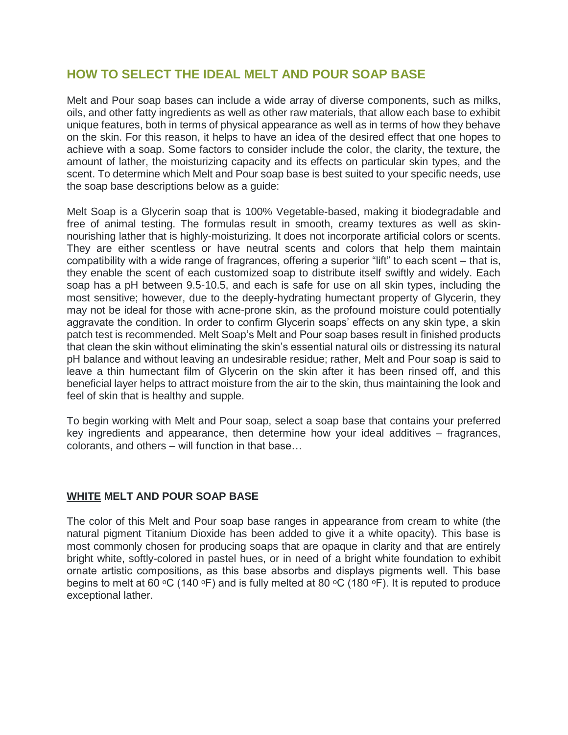## HOW TO SELECT THE IDEAL MELT AND POUR SOAP BASE

Melt and Pour soap bases can include a wide array of diverse components, such as milks, oils, and other fatty ingredients as well as other raw materials, that allow each base to exhibit unique features, both in terms of physical appearance as well as in terms of how they behave on the skin. For this reason, it helps to have an idea of the desired effect that one hopes to achieve with a soap. Some factors to consider include the color, the clarity, the texture, the amount of lather, the moisturizing capacity and its effects on particular skin types, and the scent. To determine which Melt and Pour soap base is best suited to your specific needs, use the soap base descriptions below as a guide:

Melt Soap is a Glycerin soap that is 100% Vegetable-based, making it biodegradable and free of animal testing. The formulas result in smooth, creamy textures as well as skin-nourishing lather that is highly-moisturizing. It does not incorporate artificial colors or scents. They are either scentless or have neutral scents and colors that help them maintain compatibility with a wide range of fragrances, offering a superior "lift" to each scent – that is, they enable the scent of each customized soap to distribute itself swiftly and widely. Each soap has a pH between 9.5-10.5, and each is safe for use on all skin types, including the most sensitive; however, due to the deeply-hydrating humectant property of Glycerin, they may not be ideal for those with acne-prone skin, as the profound moisture could potentially aggravate the condition. In order to confirm Glycerin soaps' effects on any skin type, a skin patch test is recommended. Melt Soap's Melt and Pour soap bases result in finished products that clean the skin without eliminating the skin's essential natural oils or distressing its natural pH balance and without leaving an undesirable residue; rather, Melt and Pour soap is said to leave a thin humectant film of Glycerin on the skin after it has been rinsed off, and this beneficial layer helps to attract moisture from the air to the skin, thus maintaining the look and feel of skin that is healthy and supple.

To begin working with Melt and Pour soap, select a soap base that contains your preferred key ingredients and appearance, then determine how your ideal additives – fragrances, colorants, and others – will function in that base…

### WHITE MELT AND POUR SOAP BASE

The color of this Melt and Pour soap base ranges in appearance from cream to white (the natural pigment Titanium Dioxide has been added to give it a white opacity). This base is most commonly chosen for producing soaps that are opaque in clarity and that are entirely bright white, softly-colored in pastel hues, or in need of a bright white foundation to exhibit ornate artistic compositions, as this base absorbs and displays pigments well. This base begins to melt at 60 °C (140 °F) and is fully melted at 80 °C (180 °F). It is reputed to produce exceptional lather.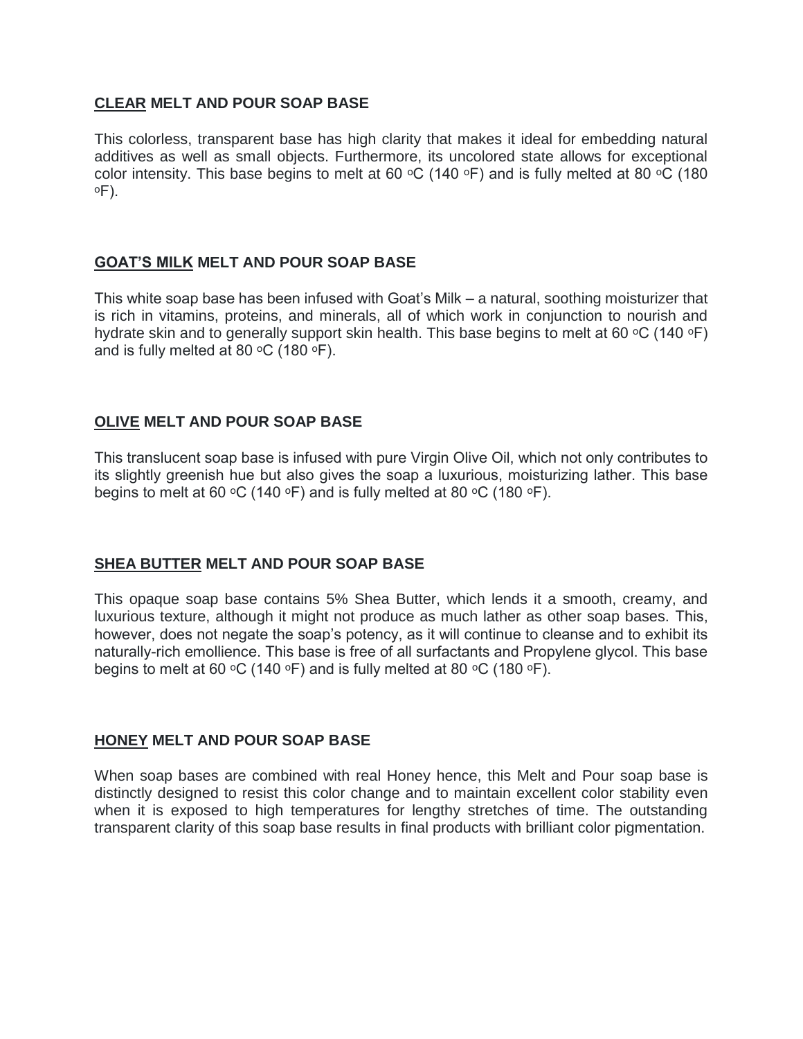### <u>CLEAR</u> MELT AND POUR SOAP BASE

This colorless, transparent base has high clarity that makes it ideal for embedding natural additives as well as small objects. Furthermore, its uncolored state allows for exceptional color intensity. This base begins to melt at 60 °C (140 °F) and is fully melted at 80 °C (180 °F).

### <u>GOAT'S MILK</u> MELT AND POUR SOAP BASE

This white soap base has been infused with Goat's Milk – a natural, soothing moisturizer that is rich in vitamins, proteins, and minerals, all of which work in conjunction to nourish and hydrate skin and to generally support skin health. This base begins to melt at 60 °C (140 °F) and is fully melted at 80 °C (180 °F).

### <u>OLIVE</u> MELT AND POUR SOAP BASE

This translucent soap base is infused with pure Virgin Olive Oil, which not only contributes to its slightly greenish hue but also gives the soap a luxurious, moisturizing lather. This base begins to melt at 60 °C (140 °F) and is fully melted at 80 °C (180 °F).

### <u>SHEA BUTTER</u> MELT AND POUR SOAP BASE

This opaque soap base contains 5% Shea Butter, which lends it a smooth, creamy, and luxurious texture, although it might not produce as much lather as other soap bases. This, however, does not negate the soap's potency, as it will continue to cleanse and to exhibit its naturally-rich emollience. This base is free of all surfactants and Propylene glycol. This base begins to melt at 60 °C (140 °F) and is fully melted at 80 °C (180 °F).

### <u>HONEY</u> MELT AND POUR SOAP BASE

When soap bases are combined with real Honey hence, this Melt and Pour soap base is distinctly designed to resist this color change and to maintain excellent color stability even when it is exposed to high temperatures for lengthy stretches of time. The outstanding transparent clarity of this soap base results in final products with brilliant color pigmentation.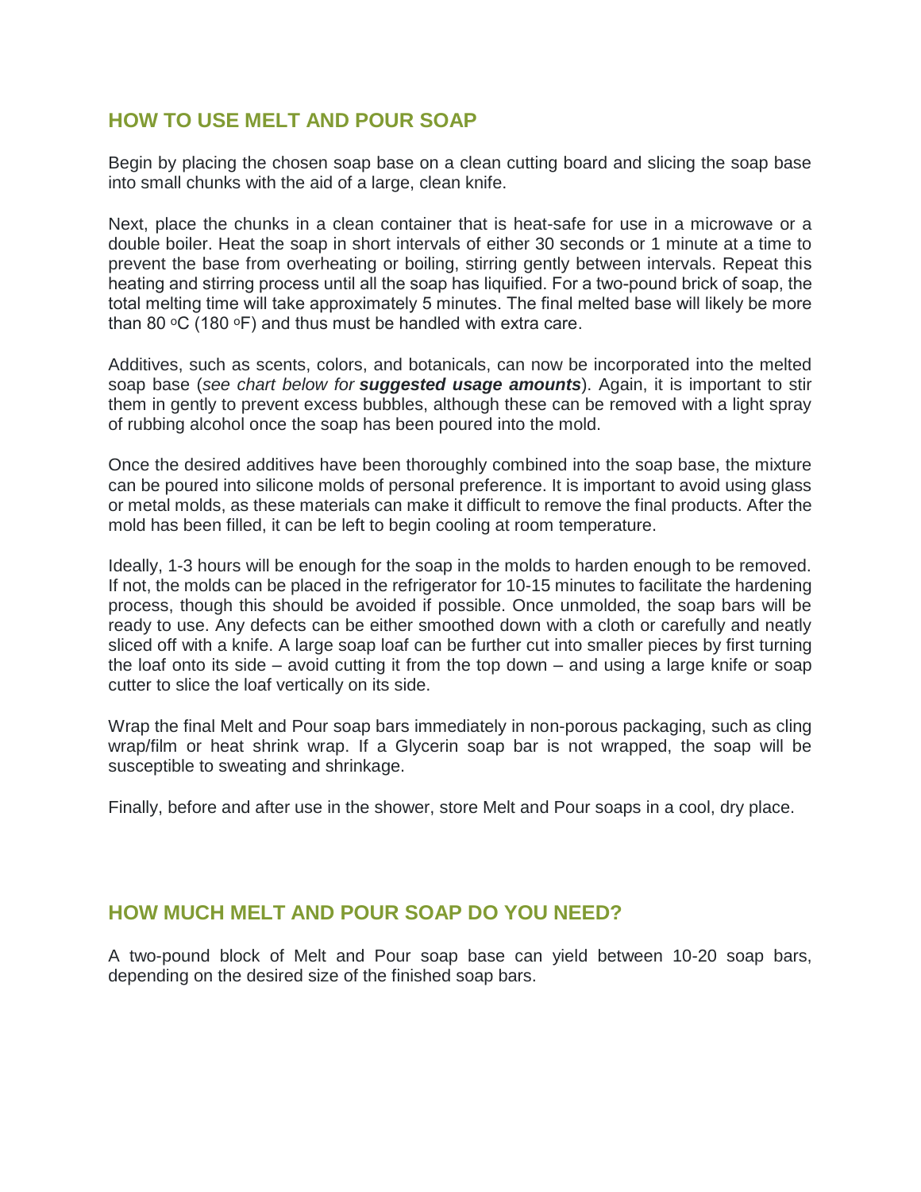## HOW TO USE MELT AND POUR SOAP

Begin by placing the chosen soap base on a clean cutting board and slicing the soap base into small chunks with the aid of a large, clean knife.

Next, place the chunks in a clean container that is heat-safe for use in a microwave or a double boiler. Heat the soap in short intervals of either 30 seconds or 1 minute at a time to prevent the base from overheating or boiling, stirring gently between intervals. Repeat this heating and stirring process until all the soap has liquified. For a two-pound brick of soap, the total melting time will take approximately 5 minutes. The final melted base will likely be more than 80 °C (180 °F) and thus must be handled with extra care.

Additives, such as scents, colors, and botanicals, can now be incorporated into the melted soap base (*see chart below for* ***suggested usage amounts***). Again, it is important to stir them in gently to prevent excess bubbles, although these can be removed with a light spray of rubbing alcohol once the soap has been poured into the mold.

Once the desired additives have been thoroughly combined into the soap base, the mixture can be poured into silicone molds of personal preference. It is important to avoid using glass or metal molds, as these materials can make it difficult to remove the final products. After the mold has been filled, it can be left to begin cooling at room temperature.

Ideally, 1-3 hours will be enough for the soap in the molds to harden enough to be removed. If not, the molds can be placed in the refrigerator for 10-15 minutes to facilitate the hardening process, though this should be avoided if possible. Once unmolded, the soap bars will be ready to use. Any defects can be either smoothed down with a cloth or carefully and neatly sliced off with a knife. A large soap loaf can be further cut into smaller pieces by first turning the loaf onto its side – avoid cutting it from the top down – and using a large knife or soap cutter to slice the loaf vertically on its side.

Wrap the final Melt and Pour soap bars immediately in non-porous packaging, such as cling wrap/film or heat shrink wrap. If a Glycerin soap bar is not wrapped, the soap will be susceptible to sweating and shrinkage.

Finally, before and after use in the shower, store Melt and Pour soaps in a cool, dry place.

## HOW MUCH MELT AND POUR SOAP DO YOU NEED?

A two-pound block of Melt and Pour soap base can yield between 10-20 soap bars, depending on the desired size of the finished soap bars.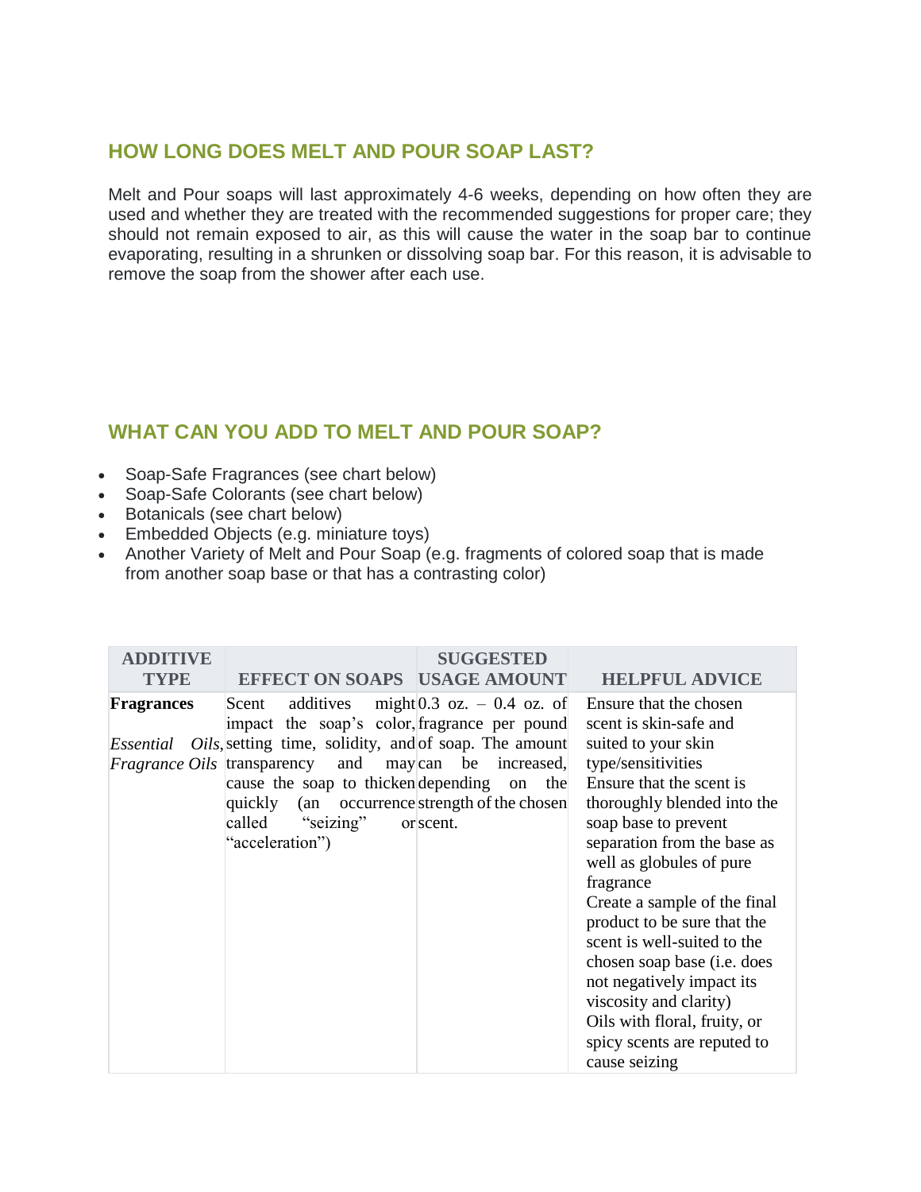## HOW LONG DOES MELT AND POUR SOAP LAST?

Melt and Pour soaps will last approximately 4-6 weeks, depending on how often they are used and whether they are treated with the recommended suggestions for proper care; they should not remain exposed to air, as this will cause the water in the soap bar to continue evaporating, resulting in a shrunken or dissolving soap bar. For this reason, it is advisable to remove the soap from the shower after each use.

## WHAT CAN YOU ADD TO MELT AND POUR SOAP?

- Soap-Safe Fragrances (see chart below)
- Soap-Safe Colorants (see chart below)
- Botanicals (see chart below)
- Embedded Objects (e.g. miniature toys)
- Another Variety of Melt and Pour Soap (e.g. fragments of colored soap that is made from another soap base or that has a contrasting color)

| ADDITIVE TYPE | EFFECT ON SOAPS | SUGGESTED USAGE AMOUNT | HELPFUL ADVICE |
|---|---|---|---|
| **Fragrances**<br><br>*Essential Oils, Fragrance Oils* | Scent additives might impact the soap's color, setting time, solidity, and transparency and may cause the soap to thicken quickly (an occurrence called "seizing" or "acceleration") | 0.3 oz. – 0.4 oz. of fragrance per pound of soap. The amount can be increased, depending on the strength of the chosen scent. | Ensure that the chosen scent is skin-safe and suited to your skin type/sensitivities<br>Ensure that the scent is thoroughly blended into the soap base to prevent separation from the base as well as globules of pure fragrance<br>Create a sample of the final product to be sure that the scent is well-suited to the chosen soap base (i.e. does not negatively impact its viscosity and clarity)<br>Oils with floral, fruity, or spicy scents are reputed to cause seizing |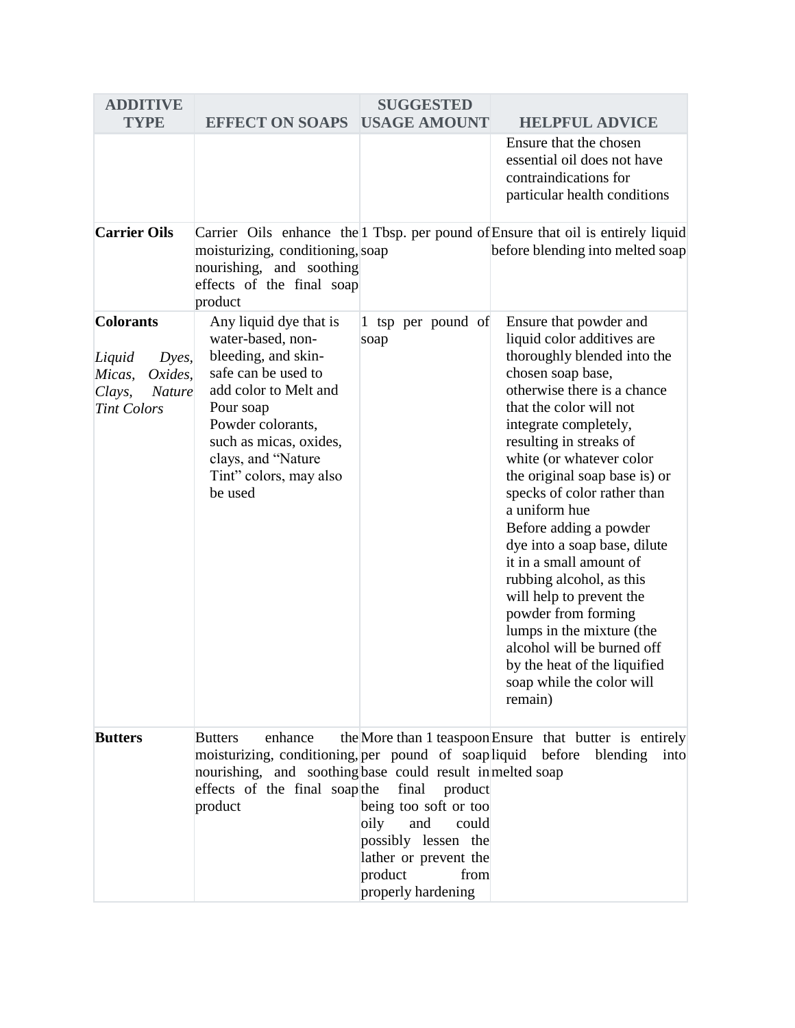| ADDITIVE TYPE | EFFECT ON SOAPS | SUGGESTED USAGE AMOUNT | HELPFUL ADVICE |
|---|---|---|---|
| | | | Ensure that the chosen essential oil does not have contraindications for particular health conditions |
| **Carrier Oils** | Carrier Oils enhance the moisturizing, conditioning, nourishing, and soothing effects of the final soap product | 1 Tbsp. per pound of soap | Ensure that oil is entirely liquid before blending into melted soap |
| **Colorants**<br><br>*Liquid Dyes, Micas, Oxides, Clays, Nature Tint Colors* | Any liquid dye that is water-based, non-bleeding, and skin-safe can be used to add color to Melt and Pour soap<br>Powder colorants, such as micas, oxides, clays, and "Nature Tint" colors, may also be used | 1 tsp per pound of soap | Ensure that powder and liquid color additives are thoroughly blended into the chosen soap base, otherwise there is a chance that the color will not integrate completely, resulting in streaks of white (or whatever color the original soap base is) or specks of color rather than a uniform hue<br>Before adding a powder dye into a soap base, dilute it in a small amount of rubbing alcohol, as this will help to prevent the powder from forming lumps in the mixture (the alcohol will be burned off by the heat of the liquified soap while the color will remain) |
| **Butters** | Butters enhance the moisturizing, conditioning, nourishing, and soothing effects of the final soap product | More than 1 teaspoon per pound of soap base could result in the final product being too soft or too oily and could possibly lessen the lather or prevent the product from properly hardening | Ensure that butter is entirely liquid before blending into melted soap |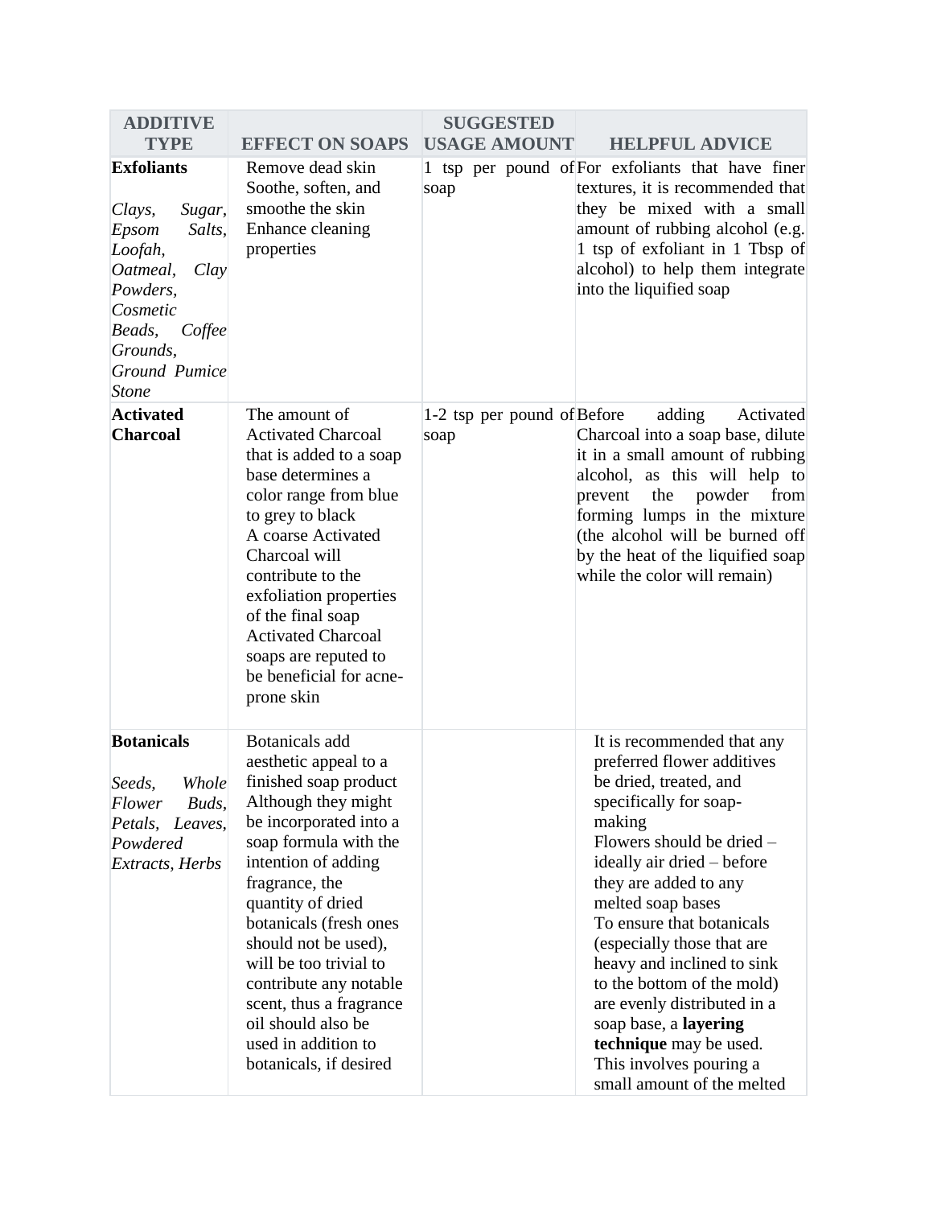| ADDITIVE TYPE | EFFECT ON SOAPS | SUGGESTED USAGE AMOUNT | HELPFUL ADVICE |
|---|---|---|---|
| **Exfoliants**<br><br>*Clays, Sugar, Epsom Salts, Loofah, Oatmeal, Clay Powders, Cosmetic Beads, Coffee Grounds, Ground Pumice Stone* | Remove dead skin<br>Soothe, soften, and smoothe the skin<br>Enhance cleaning properties | 1 tsp per pound of soap | For exfoliants that have finer textures, it is recommended that they be mixed with a small amount of rubbing alcohol (e.g. 1 tsp of exfoliant in 1 Tbsp of alcohol) to help them integrate into the liquified soap |
| **Activated Charcoal** | The amount of Activated Charcoal that is added to a soap base determines a color range from blue to grey to black<br>A coarse Activated Charcoal will contribute to the exfoliation properties of the final soap<br>Activated Charcoal soaps are reputed to be beneficial for acne-prone skin | 1-2 tsp per pound of soap | Before adding Activated Charcoal into a soap base, dilute it in a small amount of rubbing alcohol, as this will help to prevent the powder from forming lumps in the mixture (the alcohol will be burned off by the heat of the liquified soap while the color will remain) |
| **Botanicals**<br><br>*Seeds, Whole Flower Buds, Petals, Leaves, Powdered Extracts, Herbs* | Botanicals add aesthetic appeal to a finished soap product<br>Although they might be incorporated into a soap formula with the intention of adding fragrance, the quantity of dried botanicals (fresh ones should not be used), will be too trivial to contribute any notable scent, thus a fragrance oil should also be used in addition to botanicals, if desired | | It is recommended that any preferred flower additives be dried, treated, and specifically for soap-making<br>Flowers should be dried – ideally air dried – before they are added to any melted soap bases<br>To ensure that botanicals (especially those that are heavy and inclined to sink to the bottom of the mold) are evenly distributed in a soap base, a **layering technique** may be used. This involves pouring a small amount of the melted |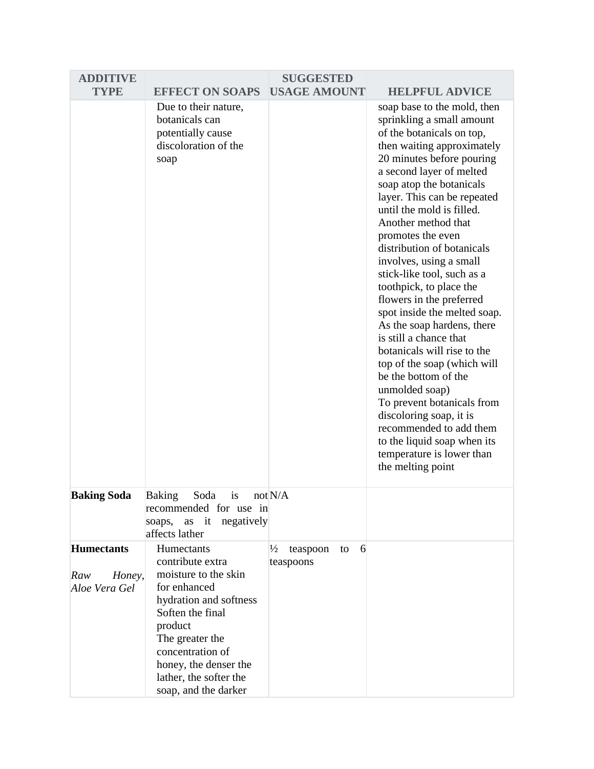| ADDITIVE TYPE | EFFECT ON SOAPS | SUGGESTED USAGE AMOUNT | HELPFUL ADVICE |
| --- | --- | --- | --- |
| | Due to their nature, botanicals can potentially cause discoloration of the soap | | soap base to the mold, then sprinkling a small amount of the botanicals on top, then waiting approximately 20 minutes before pouring a second layer of melted soap atop the botanicals layer. This can be repeated until the mold is filled. Another method that promotes the even distribution of botanicals involves, using a small stick-like tool, such as a toothpick, to place the flowers in the preferred spot inside the melted soap. As the soap hardens, there is still a chance that botanicals will rise to the top of the soap (which will be the bottom of the unmolded soap)<br>To prevent botanicals from discoloring soap, it is recommended to add them to the liquid soap when its temperature is lower than the melting point |
| **Baking Soda** | Baking Soda is not recommended for use in soaps, as it negatively affects lather | N/A | |
| **Humectants**<br><br>*Raw Honey, Aloe Vera Gel* | Humectants contribute extra moisture to the skin for enhanced hydration and softness<br>Soften the final product<br>The greater the concentration of honey, the denser the lather, the softer the soap, and the darker | ½ teaspoon to 6 teaspoons | |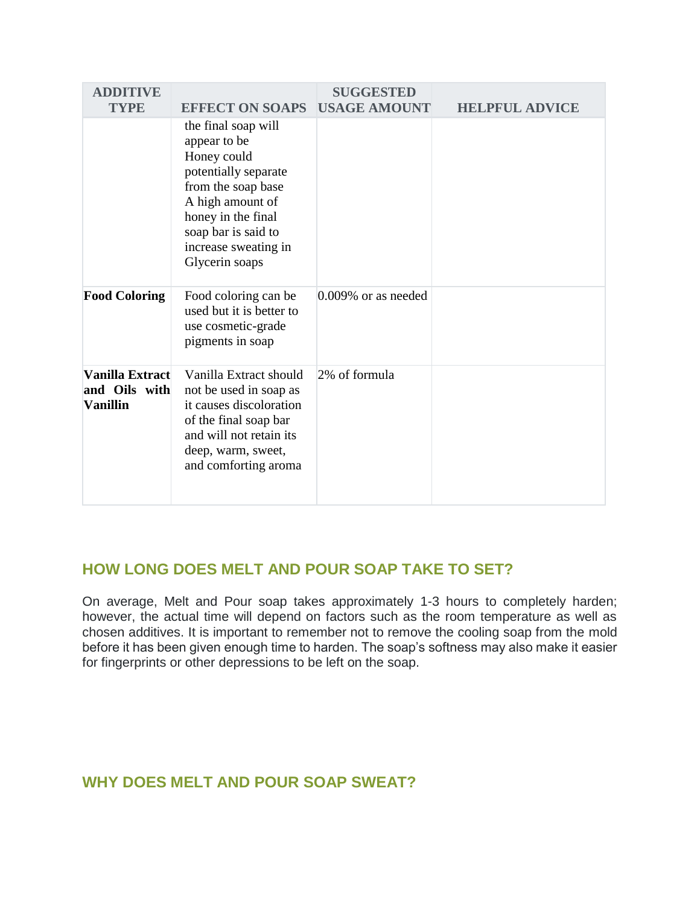| ADDITIVE TYPE | EFFECT ON SOAPS | SUGGESTED USAGE AMOUNT | HELPFUL ADVICE |
|---|---|---|---|
| | the final soap will appear to be Honey could potentially separate from the soap base A high amount of honey in the final soap bar is said to increase sweating in Glycerin soaps | | |
| **Food Coloring** | Food coloring can be used but it is better to use cosmetic-grade pigments in soap | 0.009% or as needed | |
| **Vanilla Extract and Oils with Vanillin** | Vanilla Extract should not be used in soap as it causes discoloration of the final soap bar and will not retain its deep, warm, sweet, and comforting aroma | 2% of formula | |

## HOW LONG DOES MELT AND POUR SOAP TAKE TO SET?

On average, Melt and Pour soap takes approximately 1-3 hours to completely harden; however, the actual time will depend on factors such as the room temperature as well as chosen additives. It is important to remember not to remove the cooling soap from the mold before it has been given enough time to harden. The soap's softness may also make it easier for fingerprints or other depressions to be left on the soap.

## WHY DOES MELT AND POUR SOAP SWEAT?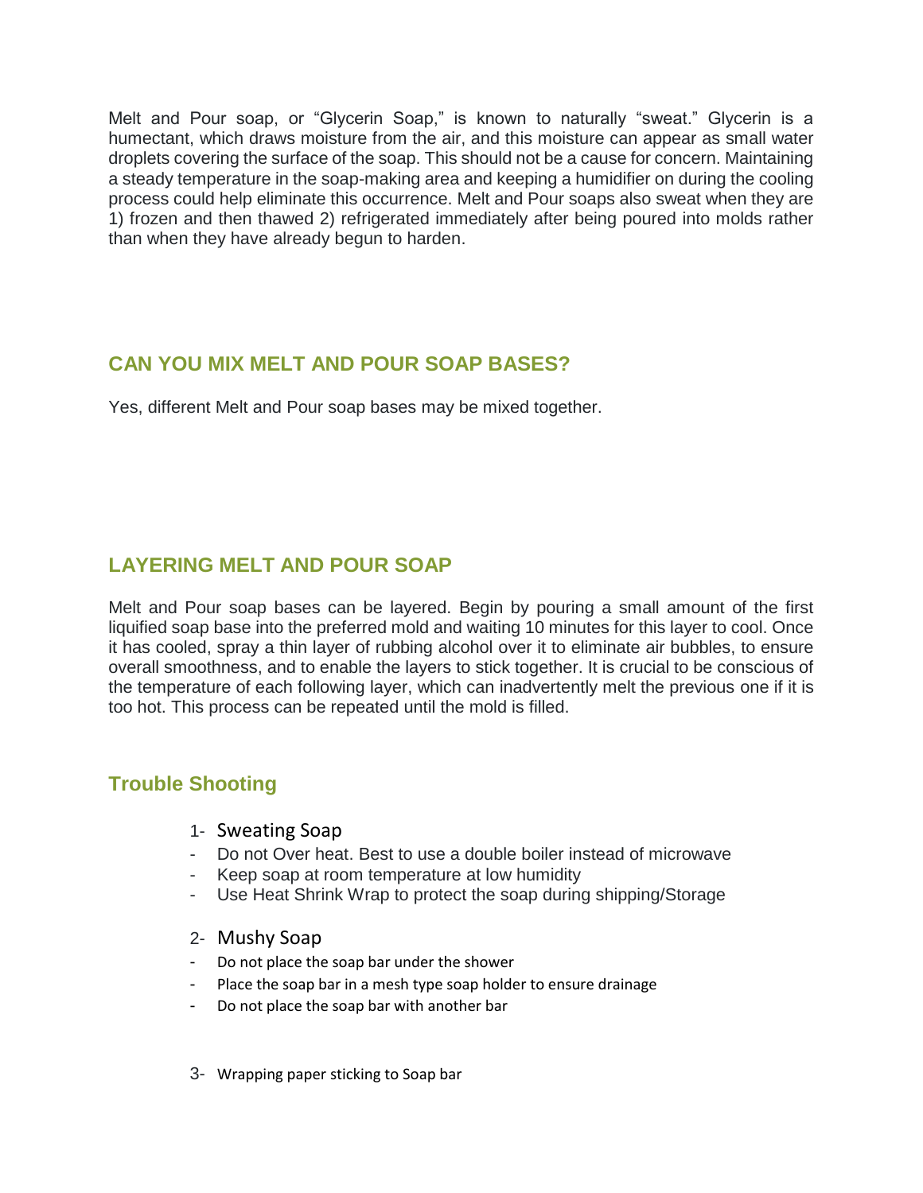Melt and Pour soap, or “Glycerin Soap,” is known to naturally “sweat.” Glycerin is a humectant, which draws moisture from the air, and this moisture can appear as small water droplets covering the surface of the soap. This should not be a cause for concern. Maintaining a steady temperature in the soap-making area and keeping a humidifier on during the cooling process could help eliminate this occurrence. Melt and Pour soaps also sweat when they are 1) frozen and then thawed 2) refrigerated immediately after being poured into molds rather than when they have already begun to harden.

## CAN YOU MIX MELT AND POUR SOAP BASES?

Yes, different Melt and Pour soap bases may be mixed together.

## LAYERING MELT AND POUR SOAP

Melt and Pour soap bases can be layered. Begin by pouring a small amount of the first liquified soap base into the preferred mold and waiting 10 minutes for this layer to cool. Once it has cooled, spray a thin layer of rubbing alcohol over it to eliminate air bubbles, to ensure overall smoothness, and to enable the layers to stick together. It is crucial to be conscious of the temperature of each following layer, which can inadvertently melt the previous one if it is too hot. This process can be repeated until the mold is filled.

## Trouble Shooting

1- Sweating Soap

- Do not Over heat. Best to use a double boiler instead of microwave
- Keep soap at room temperature at low humidity
- Use Heat Shrink Wrap to protect the soap during shipping/Storage

2- Mushy Soap

- Do not place the soap bar under the shower
- Place the soap bar in a mesh type soap holder to ensure drainage
- Do not place the soap bar with another bar

3- Wrapping paper sticking to Soap bar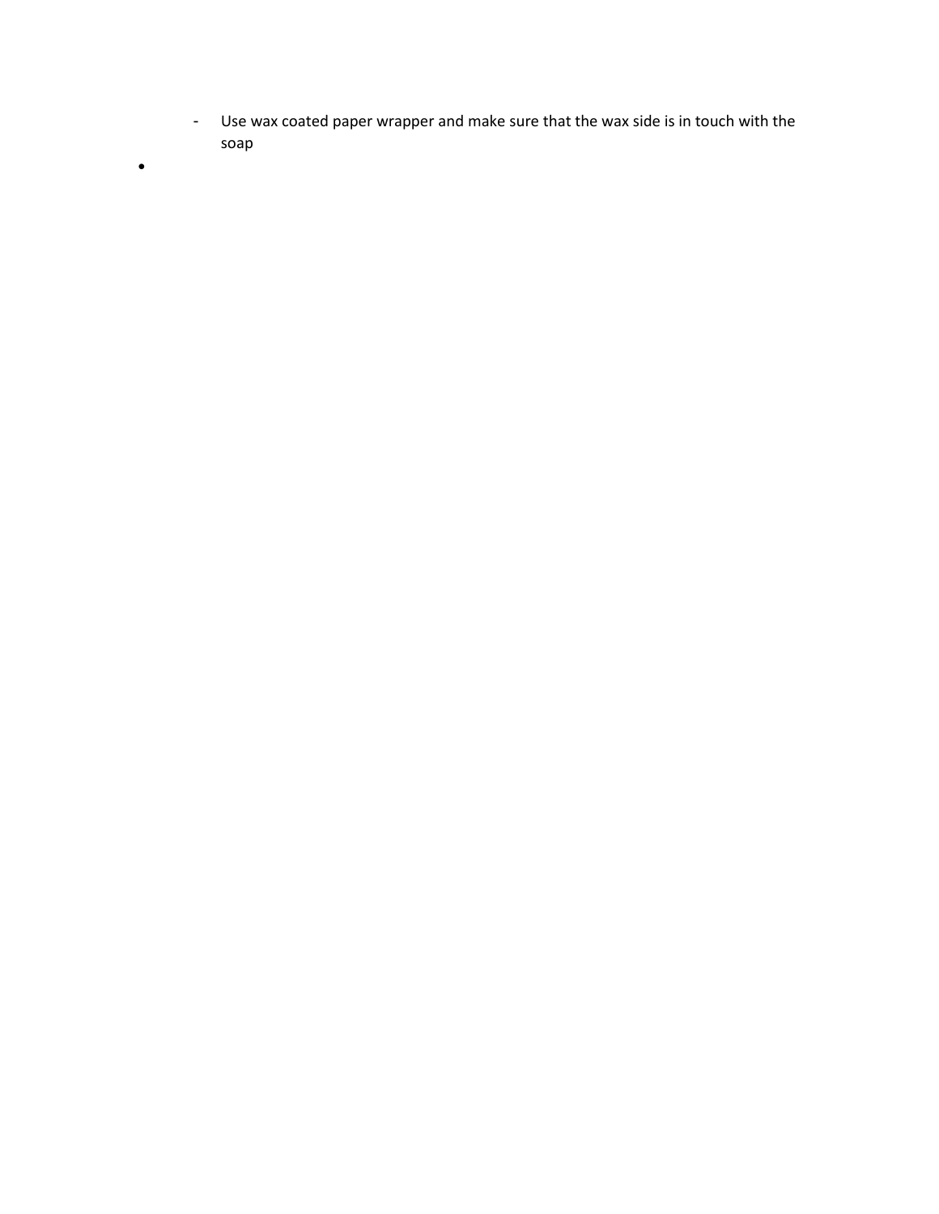- Use wax coated paper wrapper and make sure that the wax side is in touch with the soap

•